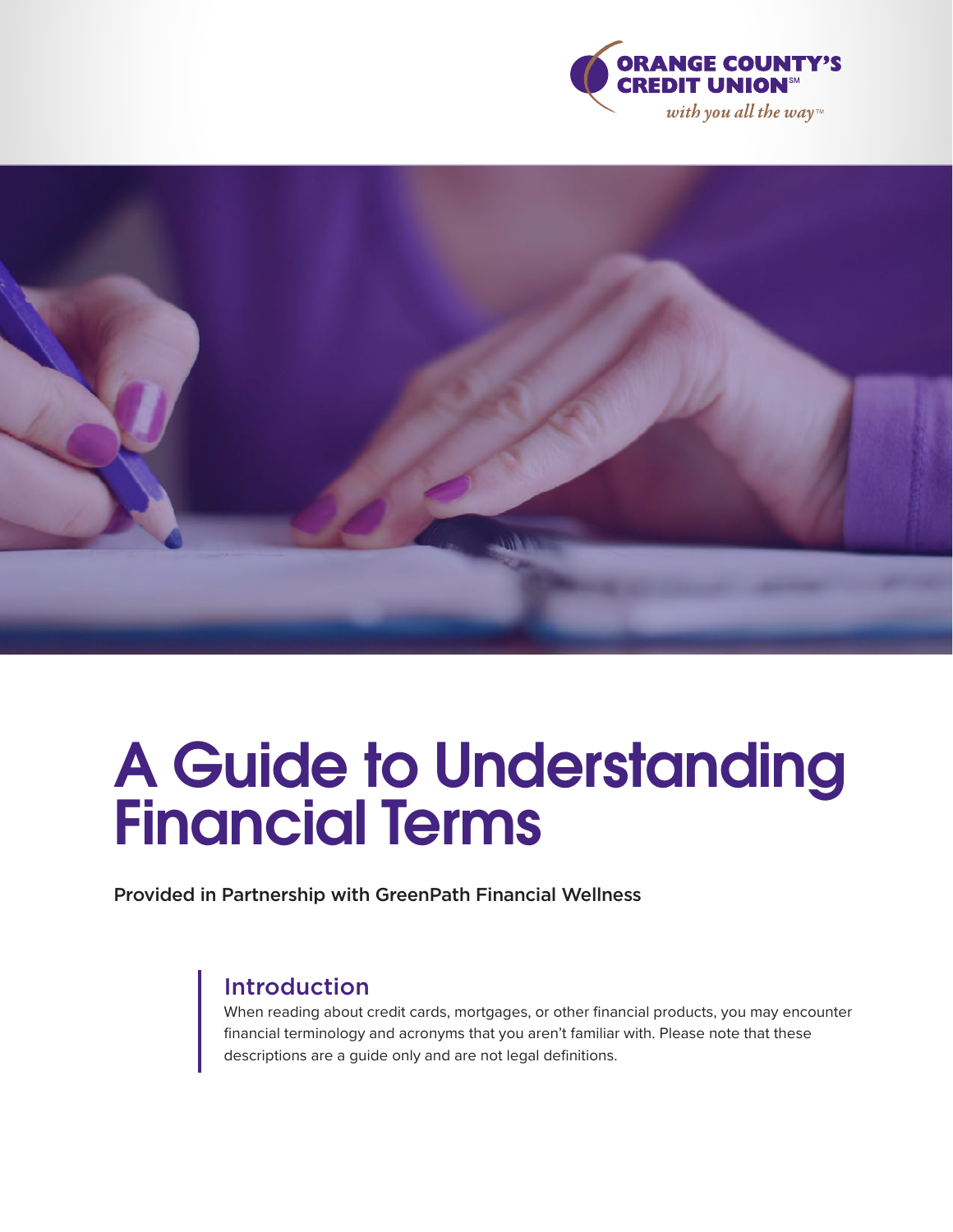ORANGE COUNTY'S CREDIT UNION℠

*with you all the way™*

# A Guide to Understanding Financial Terms

**Provided in Partnership with GreenPath Financial Wellness**

## Introduction

When reading about credit cards, mortgages, or other financial products, you may encounter financial terminology and acronyms that you aren't familiar with. Please note that these descriptions are a guide only and are not legal definitions.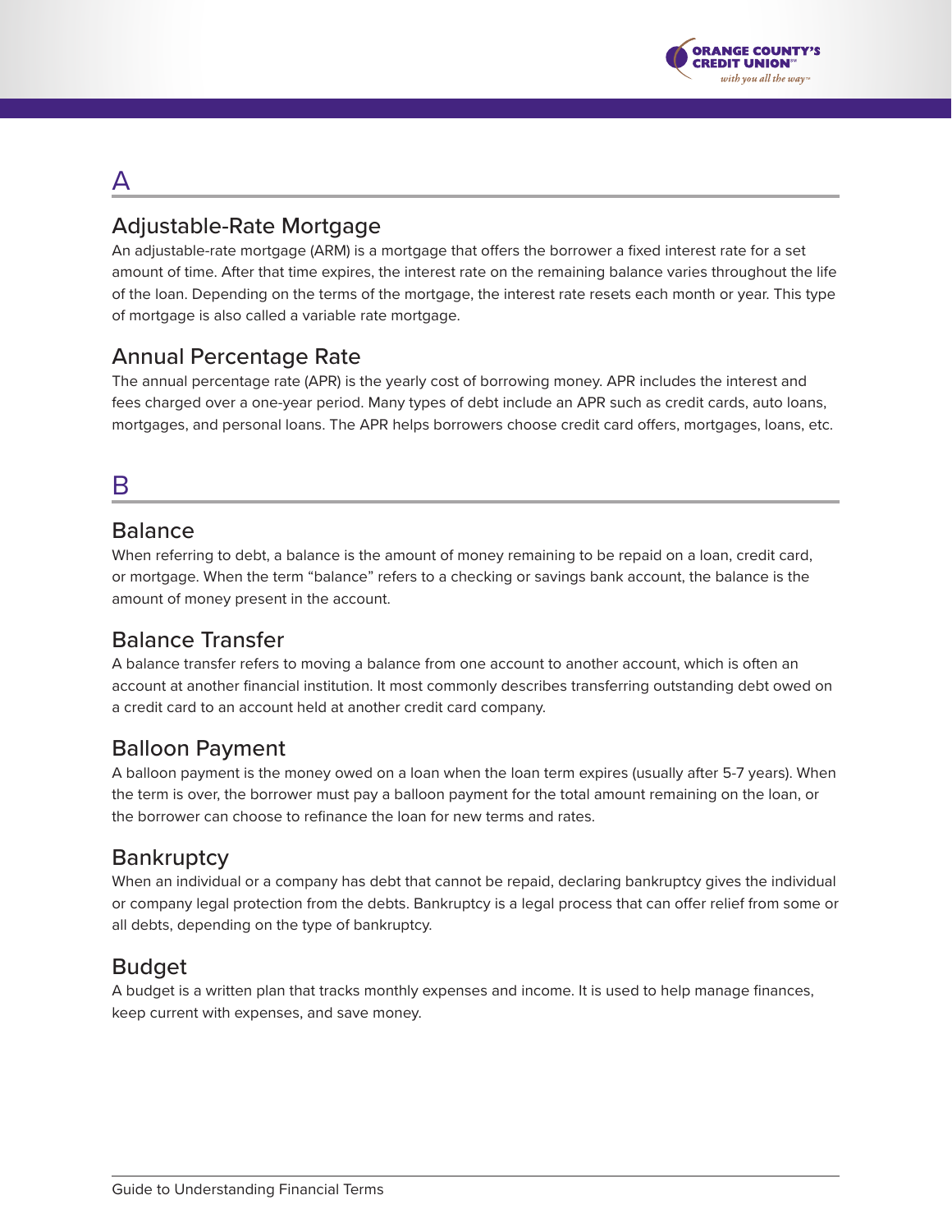## A

### Adjustable-Rate Mortgage

An adjustable-rate mortgage (ARM) is a mortgage that offers the borrower a fixed interest rate for a set amount of time. After that time expires, the interest rate on the remaining balance varies throughout the life of the loan. Depending on the terms of the mortgage, the interest rate resets each month or year. This type of mortgage is also called a variable rate mortgage.

### Annual Percentage Rate

The annual percentage rate (APR) is the yearly cost of borrowing money. APR includes the interest and fees charged over a one-year period. Many types of debt include an APR such as credit cards, auto loans, mortgages, and personal loans. The APR helps borrowers choose credit card offers, mortgages, loans, etc.

## B

### Balance

When referring to debt, a balance is the amount of money remaining to be repaid on a loan, credit card, or mortgage. When the term "balance" refers to a checking or savings bank account, the balance is the amount of money present in the account.

### Balance Transfer

A balance transfer refers to moving a balance from one account to another account, which is often an account at another financial institution. It most commonly describes transferring outstanding debt owed on a credit card to an account held at another credit card company.

### Balloon Payment

A balloon payment is the money owed on a loan when the loan term expires (usually after 5-7 years). When the term is over, the borrower must pay a balloon payment for the total amount remaining on the loan, or the borrower can choose to refinance the loan for new terms and rates.

### Bankruptcy

When an individual or a company has debt that cannot be repaid, declaring bankruptcy gives the individual or company legal protection from the debts. Bankruptcy is a legal process that can offer relief from some or all debts, depending on the type of bankruptcy.

### Budget

A budget is a written plan that tracks monthly expenses and income. It is used to help manage finances, keep current with expenses, and save money.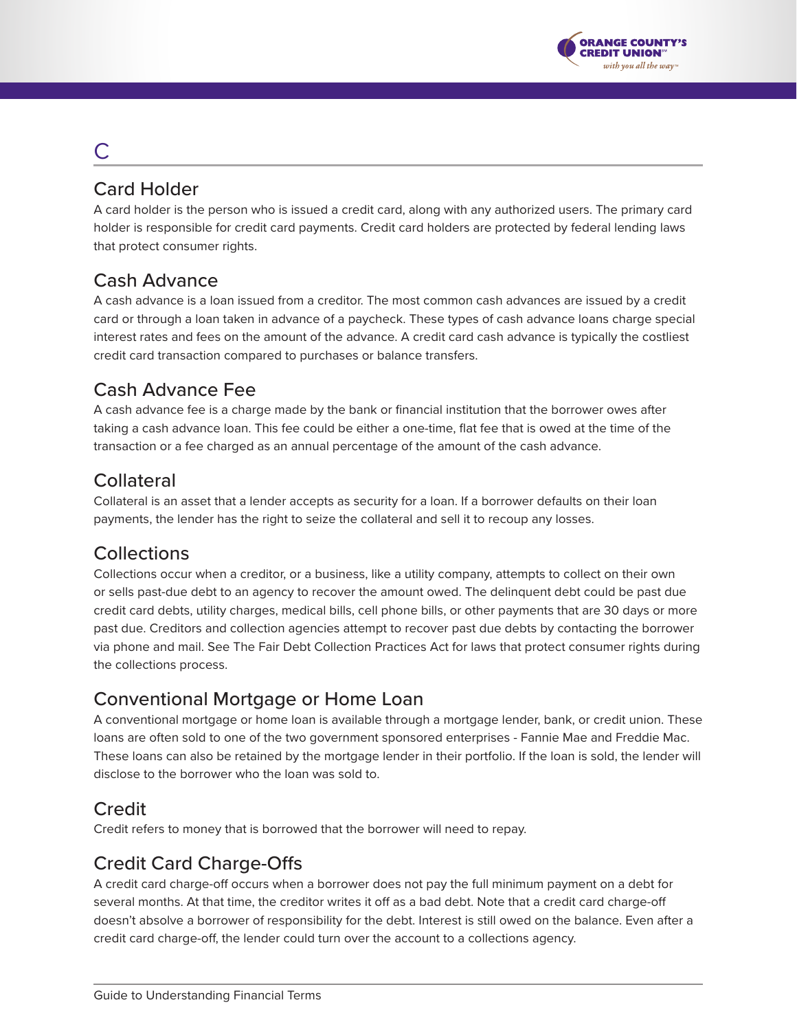# C

## Card Holder

A card holder is the person who is issued a credit card, along with any authorized users. The primary card holder is responsible for credit card payments. Credit card holders are protected by federal lending laws that protect consumer rights.

## Cash Advance

A cash advance is a loan issued from a creditor. The most common cash advances are issued by a credit card or through a loan taken in advance of a paycheck. These types of cash advance loans charge special interest rates and fees on the amount of the advance. A credit card cash advance is typically the costliest credit card transaction compared to purchases or balance transfers.

## Cash Advance Fee

A cash advance fee is a charge made by the bank or financial institution that the borrower owes after taking a cash advance loan. This fee could be either a one-time, flat fee that is owed at the time of the transaction or a fee charged as an annual percentage of the amount of the cash advance.

## Collateral

Collateral is an asset that a lender accepts as security for a loan. If a borrower defaults on their loan payments, the lender has the right to seize the collateral and sell it to recoup any losses.

## Collections

Collections occur when a creditor, or a business, like a utility company, attempts to collect on their own or sells past-due debt to an agency to recover the amount owed. The delinquent debt could be past due credit card debts, utility charges, medical bills, cell phone bills, or other payments that are 30 days or more past due. Creditors and collection agencies attempt to recover past due debts by contacting the borrower via phone and mail. See The Fair Debt Collection Practices Act for laws that protect consumer rights during the collections process.

## Conventional Mortgage or Home Loan

A conventional mortgage or home loan is available through a mortgage lender, bank, or credit union. These loans are often sold to one of the two government sponsored enterprises - Fannie Mae and Freddie Mac. These loans can also be retained by the mortgage lender in their portfolio. If the loan is sold, the lender will disclose to the borrower who the loan was sold to.

## Credit

Credit refers to money that is borrowed that the borrower will need to repay.

## Credit Card Charge-Offs

A credit card charge-off occurs when a borrower does not pay the full minimum payment on a debt for several months. At that time, the creditor writes it off as a bad debt. Note that a credit card charge-off doesn't absolve a borrower of responsibility for the debt. Interest is still owed on the balance. Even after a credit card charge-off, the lender could turn over the account to a collections agency.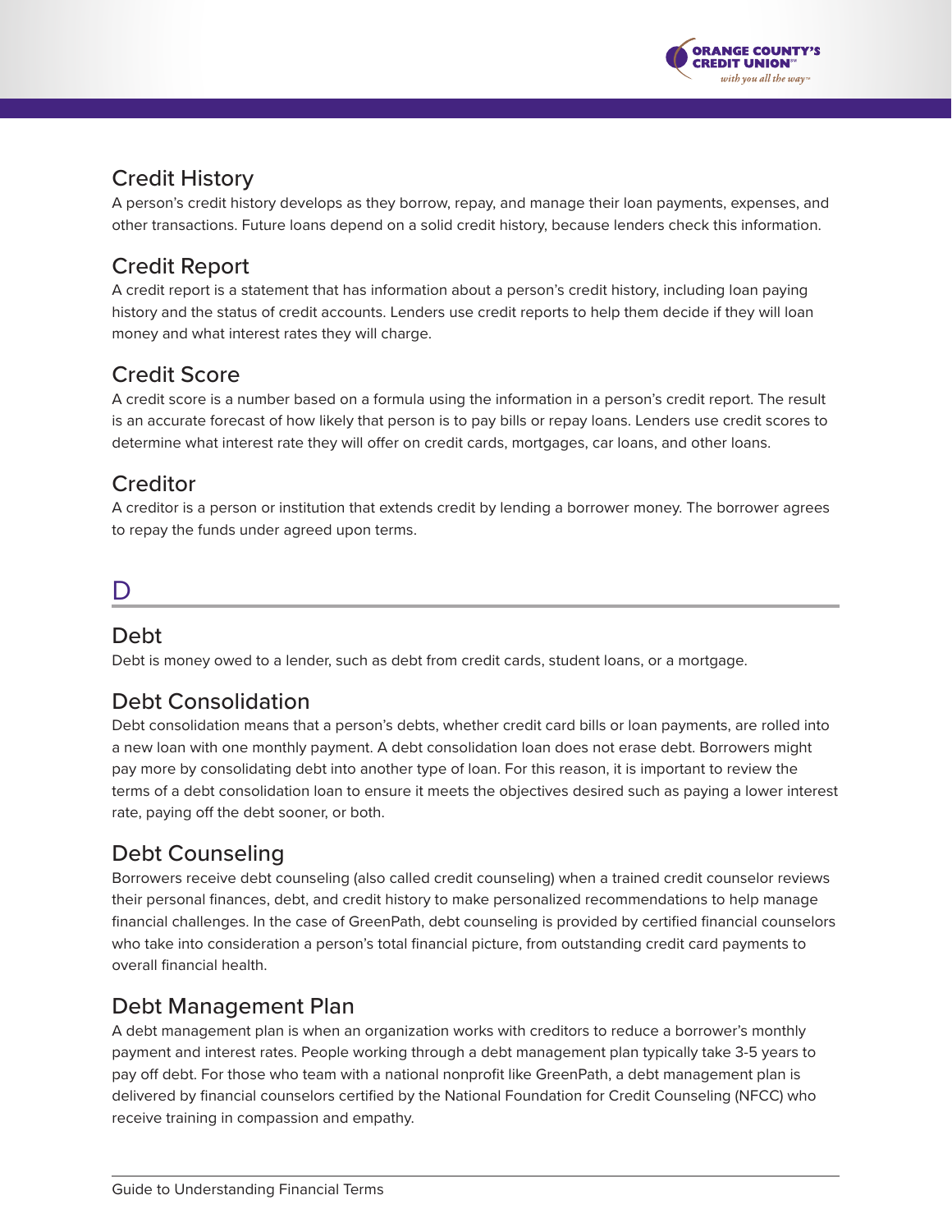### Credit History

A person's credit history develops as they borrow, repay, and manage their loan payments, expenses, and other transactions. Future loans depend on a solid credit history, because lenders check this information.

### Credit Report

A credit report is a statement that has information about a person's credit history, including loan paying history and the status of credit accounts. Lenders use credit reports to help them decide if they will loan money and what interest rates they will charge.

### Credit Score

A credit score is a number based on a formula using the information in a person's credit report. The result is an accurate forecast of how likely that person is to pay bills or repay loans. Lenders use credit scores to determine what interest rate they will offer on credit cards, mortgages, car loans, and other loans.

### Creditor

A creditor is a person or institution that extends credit by lending a borrower money. The borrower agrees to repay the funds under agreed upon terms.

## D

### Debt

Debt is money owed to a lender, such as debt from credit cards, student loans, or a mortgage.

### Debt Consolidation

Debt consolidation means that a person's debts, whether credit card bills or loan payments, are rolled into a new loan with one monthly payment. A debt consolidation loan does not erase debt. Borrowers might pay more by consolidating debt into another type of loan. For this reason, it is important to review the terms of a debt consolidation loan to ensure it meets the objectives desired such as paying a lower interest rate, paying off the debt sooner, or both.

### Debt Counseling

Borrowers receive debt counseling (also called credit counseling) when a trained credit counselor reviews their personal finances, debt, and credit history to make personalized recommendations to help manage financial challenges. In the case of GreenPath, debt counseling is provided by certified financial counselors who take into consideration a person's total financial picture, from outstanding credit card payments to overall financial health.

### Debt Management Plan

A debt management plan is when an organization works with creditors to reduce a borrower's monthly payment and interest rates. People working through a debt management plan typically take 3-5 years to pay off debt. For those who team with a national nonprofit like GreenPath, a debt management plan is delivered by financial counselors certified by the National Foundation for Credit Counseling (NFCC) who receive training in compassion and empathy.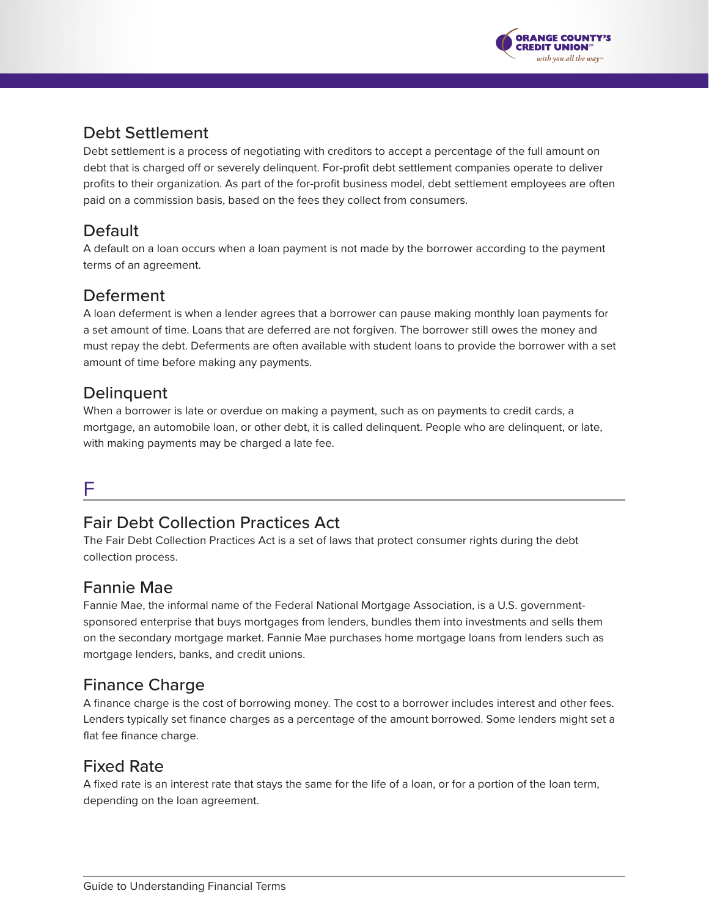### Debt Settlement

Debt settlement is a process of negotiating with creditors to accept a percentage of the full amount on debt that is charged off or severely delinquent. For-profit debt settlement companies operate to deliver profits to their organization. As part of the for-profit business model, debt settlement employees are often paid on a commission basis, based on the fees they collect from consumers.

### Default

A default on a loan occurs when a loan payment is not made by the borrower according to the payment terms of an agreement.

### Deferment

A loan deferment is when a lender agrees that a borrower can pause making monthly loan payments for a set amount of time. Loans that are deferred are not forgiven. The borrower still owes the money and must repay the debt. Deferments are often available with student loans to provide the borrower with a set amount of time before making any payments.

### Delinquent

When a borrower is late or overdue on making a payment, such as on payments to credit cards, a mortgage, an automobile loan, or other debt, it is called delinquent. People who are delinquent, or late, with making payments may be charged a late fee.

## F

### Fair Debt Collection Practices Act

The Fair Debt Collection Practices Act is a set of laws that protect consumer rights during the debt collection process.

### Fannie Mae

Fannie Mae, the informal name of the Federal National Mortgage Association, is a U.S. government-sponsored enterprise that buys mortgages from lenders, bundles them into investments and sells them on the secondary mortgage market. Fannie Mae purchases home mortgage loans from lenders such as mortgage lenders, banks, and credit unions.

### Finance Charge

A finance charge is the cost of borrowing money. The cost to a borrower includes interest and other fees. Lenders typically set finance charges as a percentage of the amount borrowed. Some lenders might set a flat fee finance charge.

### Fixed Rate

A fixed rate is an interest rate that stays the same for the life of a loan, or for a portion of the loan term, depending on the loan agreement.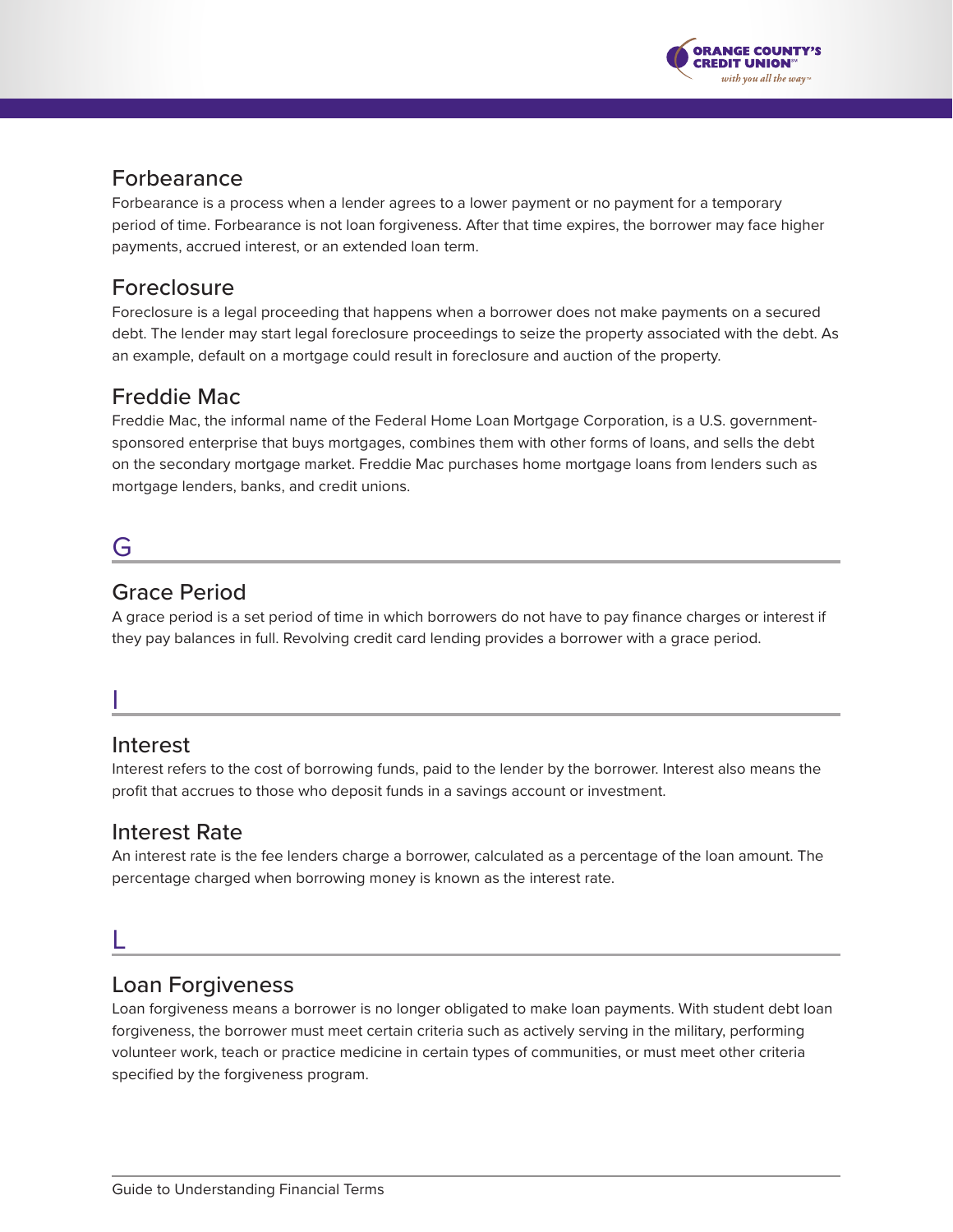### Forbearance

Forbearance is a process when a lender agrees to a lower payment or no payment for a temporary period of time. Forbearance is not loan forgiveness. After that time expires, the borrower may face higher payments, accrued interest, or an extended loan term.

### Foreclosure

Foreclosure is a legal proceeding that happens when a borrower does not make payments on a secured debt. The lender may start legal foreclosure proceedings to seize the property associated with the debt. As an example, default on a mortgage could result in foreclosure and auction of the property.

### Freddie Mac

Freddie Mac, the informal name of the Federal Home Loan Mortgage Corporation, is a U.S. government-sponsored enterprise that buys mortgages, combines them with other forms of loans, and sells the debt on the secondary mortgage market. Freddie Mac purchases home mortgage loans from lenders such as mortgage lenders, banks, and credit unions.

## G

### Grace Period

A grace period is a set period of time in which borrowers do not have to pay finance charges or interest if they pay balances in full. Revolving credit card lending provides a borrower with a grace period.

## I

### Interest

Interest refers to the cost of borrowing funds, paid to the lender by the borrower. Interest also means the profit that accrues to those who deposit funds in a savings account or investment.

### Interest Rate

An interest rate is the fee lenders charge a borrower, calculated as a percentage of the loan amount. The percentage charged when borrowing money is known as the interest rate.

## L

### Loan Forgiveness

Loan forgiveness means a borrower is no longer obligated to make loan payments. With student debt loan forgiveness, the borrower must meet certain criteria such as actively serving in the military, performing volunteer work, teach or practice medicine in certain types of communities, or must meet other criteria specified by the forgiveness program.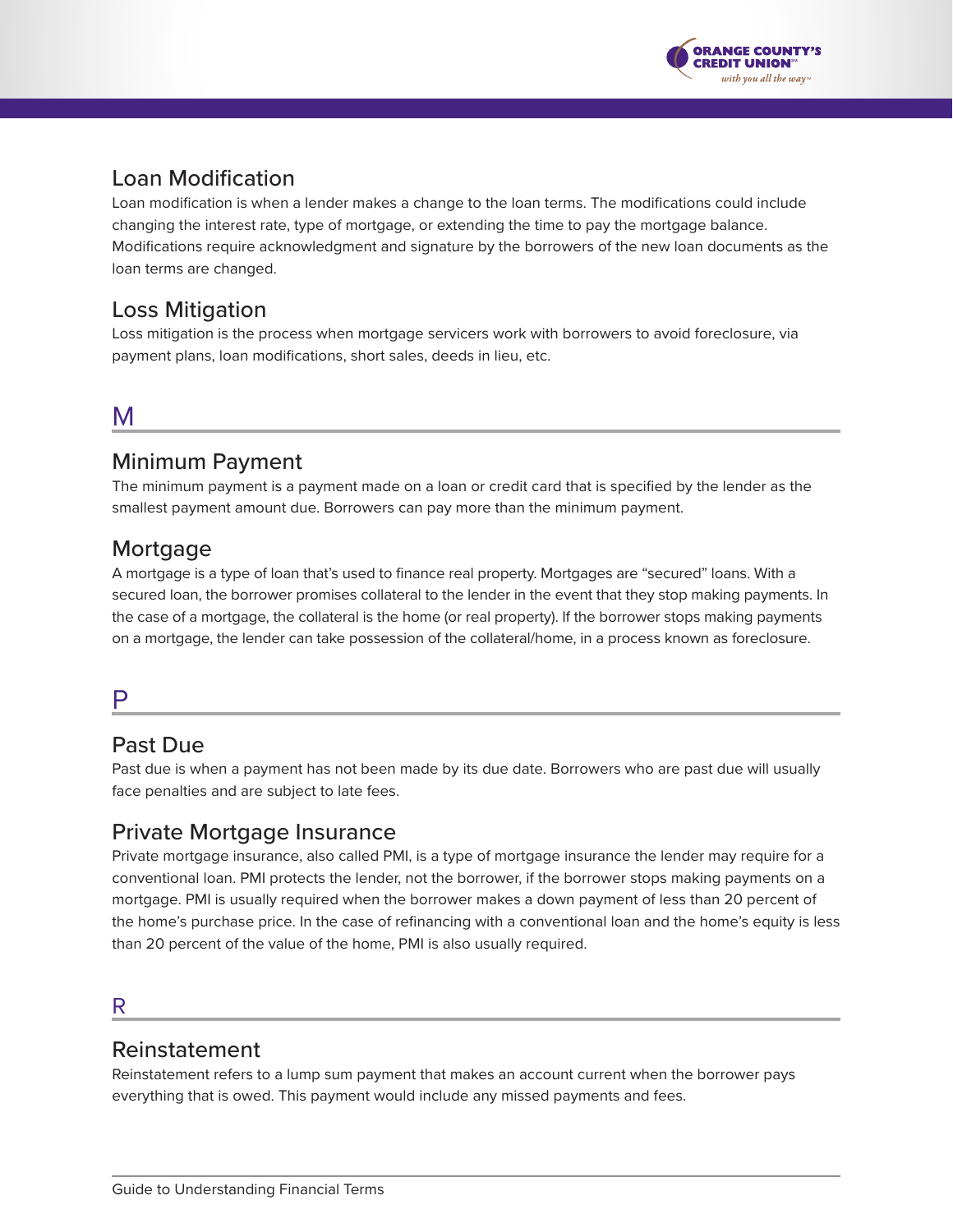### Loan Modification

Loan modification is when a lender makes a change to the loan terms. The modifications could include changing the interest rate, type of mortgage, or extending the time to pay the mortgage balance. Modifications require acknowledgment and signature by the borrowers of the new loan documents as the loan terms are changed.

### Loss Mitigation

Loss mitigation is the process when mortgage servicers work with borrowers to avoid foreclosure, via payment plans, loan modifications, short sales, deeds in lieu, etc.

## M

### Minimum Payment

The minimum payment is a payment made on a loan or credit card that is specified by the lender as the smallest payment amount due. Borrowers can pay more than the minimum payment.

### Mortgage

A mortgage is a type of loan that's used to finance real property. Mortgages are "secured" loans. With a secured loan, the borrower promises collateral to the lender in the event that they stop making payments. In the case of a mortgage, the collateral is the home (or real property). If the borrower stops making payments on a mortgage, the lender can take possession of the collateral/home, in a process known as foreclosure.

## P

### Past Due

Past due is when a payment has not been made by its due date. Borrowers who are past due will usually face penalties and are subject to late fees.

### Private Mortgage Insurance

Private mortgage insurance, also called PMI, is a type of mortgage insurance the lender may require for a conventional loan. PMI protects the lender, not the borrower, if the borrower stops making payments on a mortgage. PMI is usually required when the borrower makes a down payment of less than 20 percent of the home's purchase price. In the case of refinancing with a conventional loan and the home's equity is less than 20 percent of the value of the home, PMI is also usually required.

## R

### Reinstatement

Reinstatement refers to a lump sum payment that makes an account current when the borrower pays everything that is owed. This payment would include any missed payments and fees.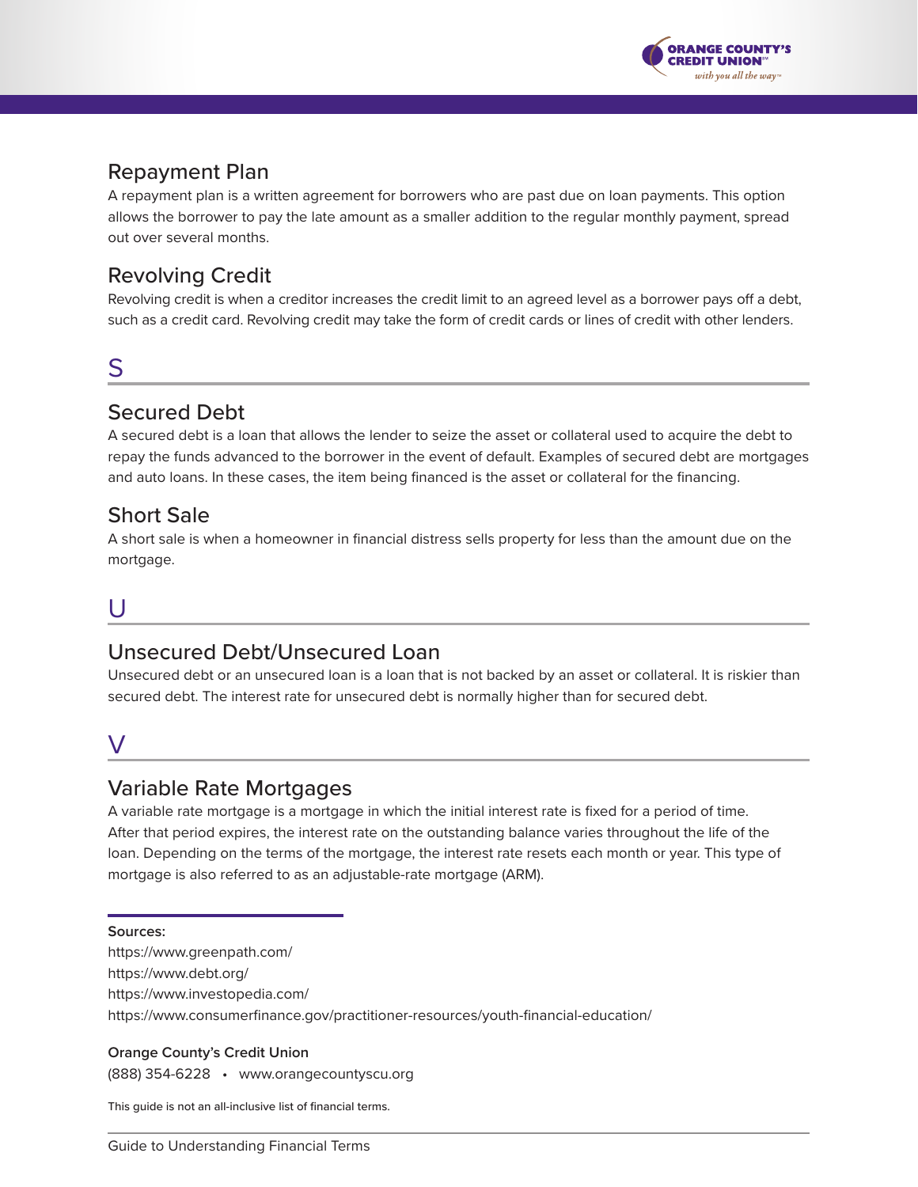### Repayment Plan

A repayment plan is a written agreement for borrowers who are past due on loan payments. This option allows the borrower to pay the late amount as a smaller addition to the regular monthly payment, spread out over several months.

### Revolving Credit

Revolving credit is when a creditor increases the credit limit to an agreed level as a borrower pays off a debt, such as a credit card. Revolving credit may take the form of credit cards or lines of credit with other lenders.

## S

### Secured Debt

A secured debt is a loan that allows the lender to seize the asset or collateral used to acquire the debt to repay the funds advanced to the borrower in the event of default. Examples of secured debt are mortgages and auto loans. In these cases, the item being financed is the asset or collateral for the financing.

### Short Sale

A short sale is when a homeowner in financial distress sells property for less than the amount due on the mortgage.

## U

### Unsecured Debt/Unsecured Loan

Unsecured debt or an unsecured loan is a loan that is not backed by an asset or collateral. It is riskier than secured debt. The interest rate for unsecured debt is normally higher than for secured debt.

## V

### Variable Rate Mortgages

A variable rate mortgage is a mortgage in which the initial interest rate is fixed for a period of time. After that period expires, the interest rate on the outstanding balance varies throughout the life of the loan. Depending on the terms of the mortgage, the interest rate resets each month or year. This type of mortgage is also referred to as an adjustable-rate mortgage (ARM).

**Sources:**

https://www.greenpath.com/
https://www.debt.org/
https://www.investopedia.com/
https://www.consumerfinance.gov/practitioner-resources/youth-financial-education/

**Orange County's Credit Union**

(888) 354-6228 • www.orangecountyscu.org

This guide is not an all-inclusive list of financial terms.